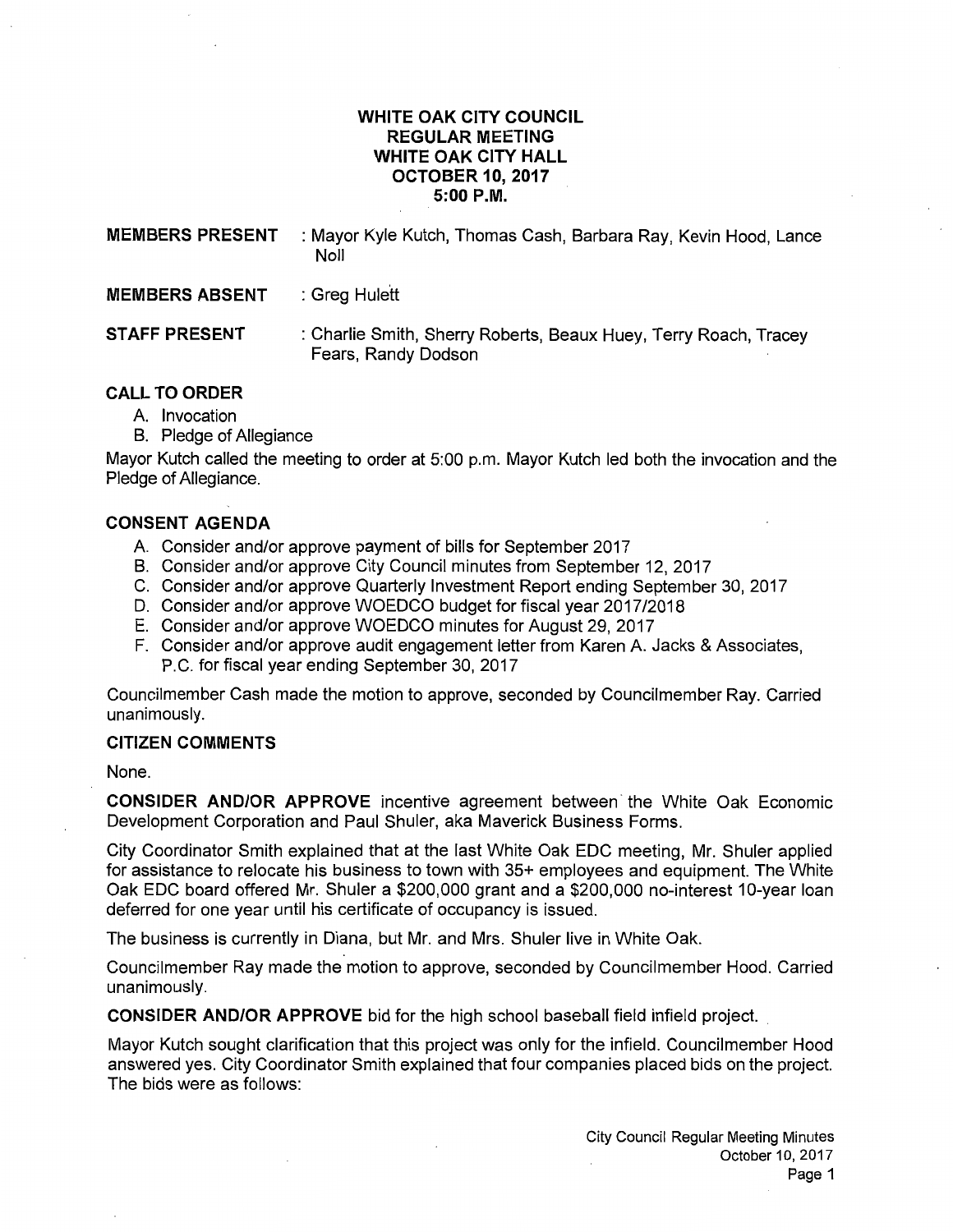# WHITE OAK CITY COUNCIL
# REGULAR MEETING
# WHITE OAK CITY HALL
# OCTOBER 10, 2017
# 5:00 P.M.

**MEMBERS PRESENT** : Mayor Kyle Kutch, Thomas Cash, Barbara Ray, Kevin Hood, Lance Noll

**MEMBERS ABSENT** : Greg Hulett

**STAFF PRESENT** : Charlie Smith, Sherry Roberts, Beaux Huey, Terry Roach, Tracey Fears, Randy Dodson

**CALL TO ORDER**

A. Invocation
B. Pledge of Allegiance

Mayor Kutch called the meeting to order at 5:00 p.m. Mayor Kutch led both the invocation and the Pledge of Allegiance.

**CONSENT AGENDA**

A. Consider and/or approve payment of bills for September 2017
B. Consider and/or approve City Council minutes from September 12, 2017
C. Consider and/or approve Quarterly Investment Report ending September 30, 2017
D. Consider and/or approve WOEDCO budget for fiscal year 2017/2018
E. Consider and/or approve WOEDCO minutes for August 29, 2017
F. Consider and/or approve audit engagement letter from Karen A. Jacks & Associates, P.C. for fiscal year ending September 30, 2017

Councilmember Cash made the motion to approve, seconded by Councilmember Ray. Carried unanimously.

**CITIZEN COMMENTS**

None.

**CONSIDER AND/OR APPROVE** incentive agreement between the White Oak Economic Development Corporation and Paul Shuler, aka Maverick Business Forms.

City Coordinator Smith explained that at the last White Oak EDC meeting, Mr. Shuler applied for assistance to relocate his business to town with 35+ employees and equipment. The White Oak EDC board offered Mr. Shuler a $200,000 grant and a $200,000 no-interest 10-year loan deferred for one year until his certificate of occupancy is issued.

The business is currently in Diana, but Mr. and Mrs. Shuler live in White Oak.

Councilmember Ray made the motion to approve, seconded by Councilmember Hood. Carried unanimously.

**CONSIDER AND/OR APPROVE** bid for the high school baseball field infield project.

Mayor Kutch sought clarification that this project was only for the infield. Councilmember Hood answered yes. City Coordinator Smith explained that four companies placed bids on the project. The bids were as follows: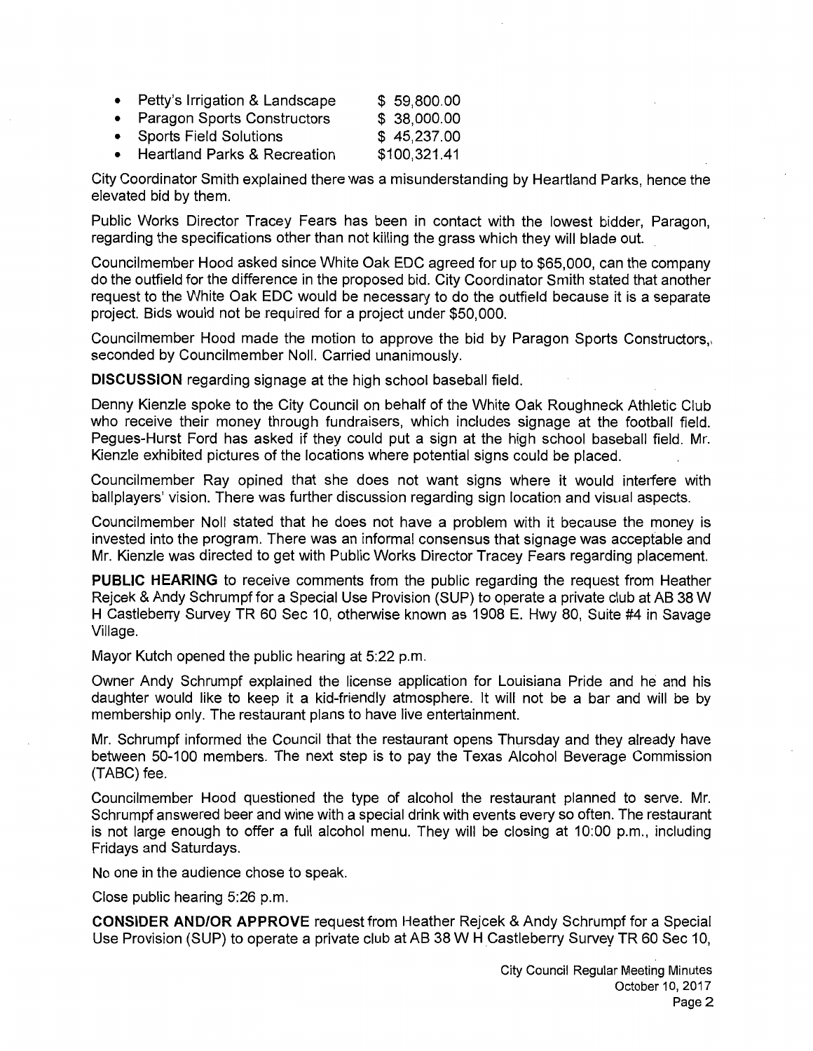- Petty's Irrigation & Landscape $ 59,800.00
- Paragon Sports Constructors $ 38,000.00
- Sports Field Solutions $ 45,237.00
- Heartland Parks & Recreation $100,321.41

City Coordinator Smith explained there was a misunderstanding by Heartland Parks, hence the elevated bid by them.

Public Works Director Tracey Fears has been in contact with the lowest bidder, Paragon, regarding the specifications other than not killing the grass which they will blade out.

Councilmember Hood asked since White Oak EDC agreed for up to $65,000, can the company do the outfield for the difference in the proposed bid. City Coordinator Smith stated that another request to the White Oak EDC would be necessary to do the outfield because it is a separate project. Bids would not be required for a project under $50,000.

Councilmember Hood made the motion to approve the bid by Paragon Sports Constructors, seconded by Councilmember Noll. Carried unanimously.

**DISCUSSION** regarding signage at the high school baseball field.

Denny Kienzle spoke to the City Council on behalf of the White Oak Roughneck Athletic Club who receive their money through fundraisers, which includes signage at the football field. Pegues-Hurst Ford has asked if they could put a sign at the high school baseball field. Mr. Kienzle exhibited pictures of the locations where potential signs could be placed.

Councilmember Ray opined that she does not want signs where it would interfere with ballplayers' vision. There was further discussion regarding sign location and visual aspects.

Councilmember Noll stated that he does not have a problem with it because the money is invested into the program. There was an informal consensus that signage was acceptable and Mr. Kienzle was directed to get with Public Works Director Tracey Fears regarding placement.

**PUBLIC HEARING** to receive comments from the public regarding the request from Heather Rejcek & Andy Schrumpf for a Special Use Provision (SUP) to operate a private club at AB 38 W H Castleberry Survey TR 60 Sec 10, otherwise known as 1908 E. Hwy 80, Suite #4 in Savage Village.

Mayor Kutch opened the public hearing at 5:22 p.m.

Owner Andy Schrumpf explained the license application for Louisiana Pride and he and his daughter would like to keep it a kid-friendly atmosphere. It will not be a bar and will be by membership only. The restaurant plans to have live entertainment.

Mr. Schrumpf informed the Council that the restaurant opens Thursday and they already have between 50-100 members. The next step is to pay the Texas Alcohol Beverage Commission (TABC) fee.

Councilmember Hood questioned the type of alcohol the restaurant planned to serve. Mr. Schrumpf answered beer and wine with a special drink with events every so often. The restaurant is not large enough to offer a full alcohol menu. They will be closing at 10:00 p.m., including Fridays and Saturdays.

No one in the audience chose to speak.

Close public hearing 5:26 p.m.

**CONSIDER AND/OR APPROVE** request from Heather Rejcek & Andy Schrumpf for a Special Use Provision (SUP) to operate a private club at AB 38 W H Castleberry Survey TR 60 Sec 10,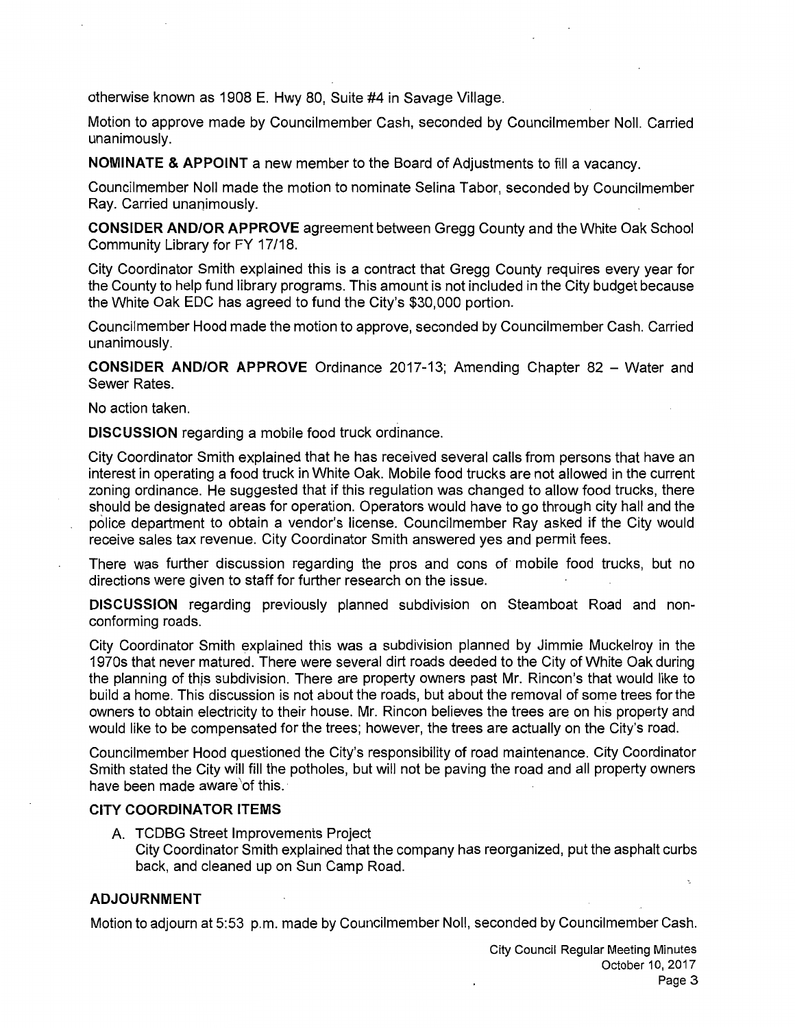otherwise known as 1908 E. Hwy 80, Suite #4 in Savage Village.

Motion to approve made by Councilmember Cash, seconded by Councilmember Noll. Carried unanimously.

**NOMINATE & APPOINT** a new member to the Board of Adjustments to fill a vacancy.

Councilmember Noll made the motion to nominate Selina Tabor, seconded by Councilmember Ray. Carried unanimously.

**CONSIDER AND/OR APPROVE** agreement between Gregg County and the White Oak School Community Library for FY 17/18.

City Coordinator Smith explained this is a contract that Gregg County requires every year for the County to help fund library programs. This amount is not included in the City budget because the White Oak EDC has agreed to fund the City's $30,000 portion.

Councilmember Hood made the motion to approve, seconded by Councilmember Cash. Carried unanimously.

**CONSIDER AND/OR APPROVE** Ordinance 2017-13; Amending Chapter 82 – Water and Sewer Rates.

No action taken.

**DISCUSSION** regarding a mobile food truck ordinance.

City Coordinator Smith explained that he has received several calls from persons that have an interest in operating a food truck in White Oak. Mobile food trucks are not allowed in the current zoning ordinance. He suggested that if this regulation was changed to allow food trucks, there should be designated areas for operation. Operators would have to go through city hall and the police department to obtain a vendor's license. Councilmember Ray asked if the City would receive sales tax revenue. City Coordinator Smith answered yes and permit fees.

There was further discussion regarding the pros and cons of mobile food trucks, but no directions were given to staff for further research on the issue.

**DISCUSSION** regarding previously planned subdivision on Steamboat Road and non-conforming roads.

City Coordinator Smith explained this was a subdivision planned by Jimmie Muckelroy in the 1970s that never matured. There were several dirt roads deeded to the City of White Oak during the planning of this subdivision. There are property owners past Mr. Rincon's that would like to build a home. This discussion is not about the roads, but about the removal of some trees for the owners to obtain electricity to their house. Mr. Rincon believes the trees are on his property and would like to be compensated for the trees; however, the trees are actually on the City's road.

Councilmember Hood questioned the City's responsibility of road maintenance. City Coordinator Smith stated the City will fill the potholes, but will not be paving the road and all property owners have been made aware of this.

**CITY COORDINATOR ITEMS**

A. TCDBG Street Improvements Project
   City Coordinator Smith explained that the company has reorganized, put the asphalt curbs back, and cleaned up on Sun Camp Road.

**ADJOURNMENT**

Motion to adjourn at 5:53 p.m. made by Councilmember Noll, seconded by Councilmember Cash.

City Council Regular Meeting Minutes
October 10, 2017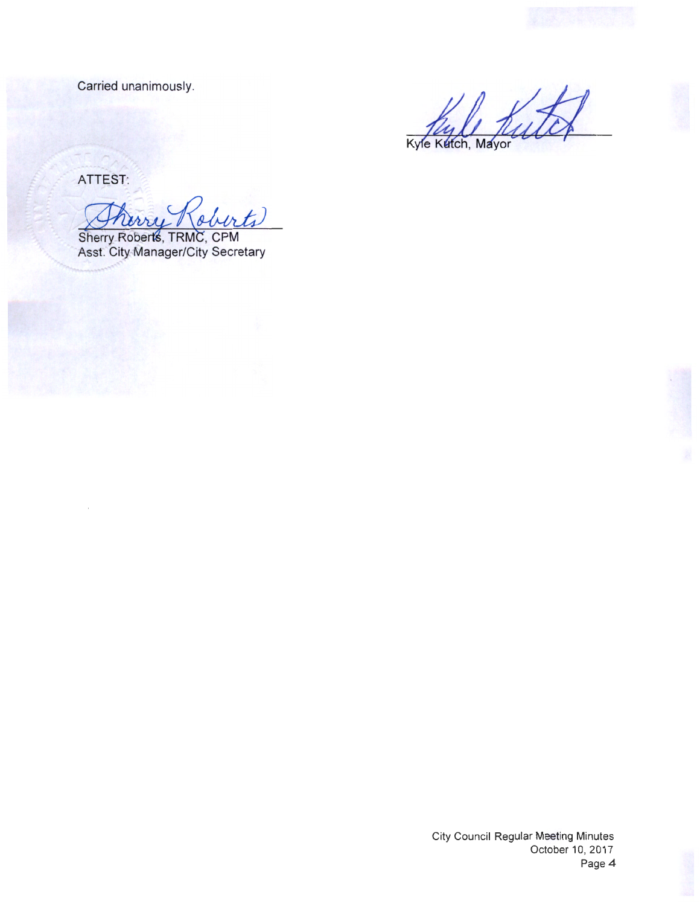Carried unanimously.

Kyle Kutch, Mayor

ATTEST:

Sherry Roberts, TRMC, CPM
Asst. City Manager/City Secretary